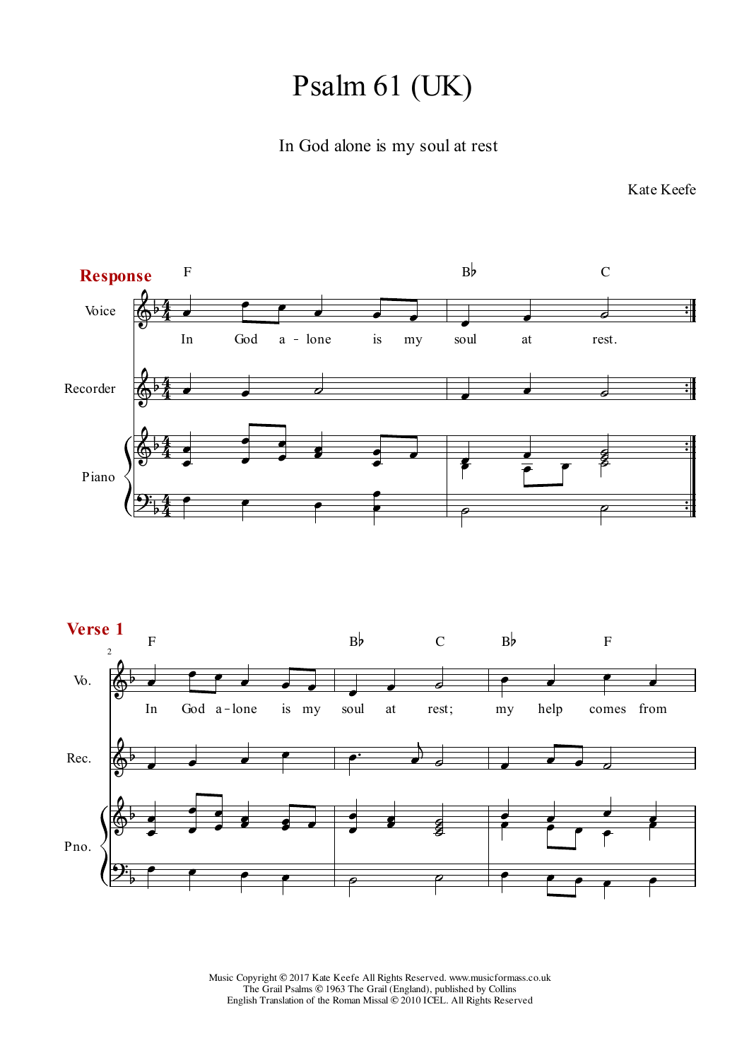# Psalm 61 (UK)

In God alone is my soul at rest

Kate Keefe

**Response**

F — B♭ — C

Voice: In God a - lone is my soul at rest.

Recorder

Piano

**Verse 1**

F — B♭ — C — B♭ — F

Vo.: In God a-lone is my soul at rest; my help comes from

Rec.

Pno.

Music Copyright © 2017 Kate Keefe All Rights Reserved. www.musicformass.co.uk
The Grail Psalms © 1963 The Grail (England), published by Collins
English Translation of the Roman Missal © 2010 ICEL. All Rights Reserved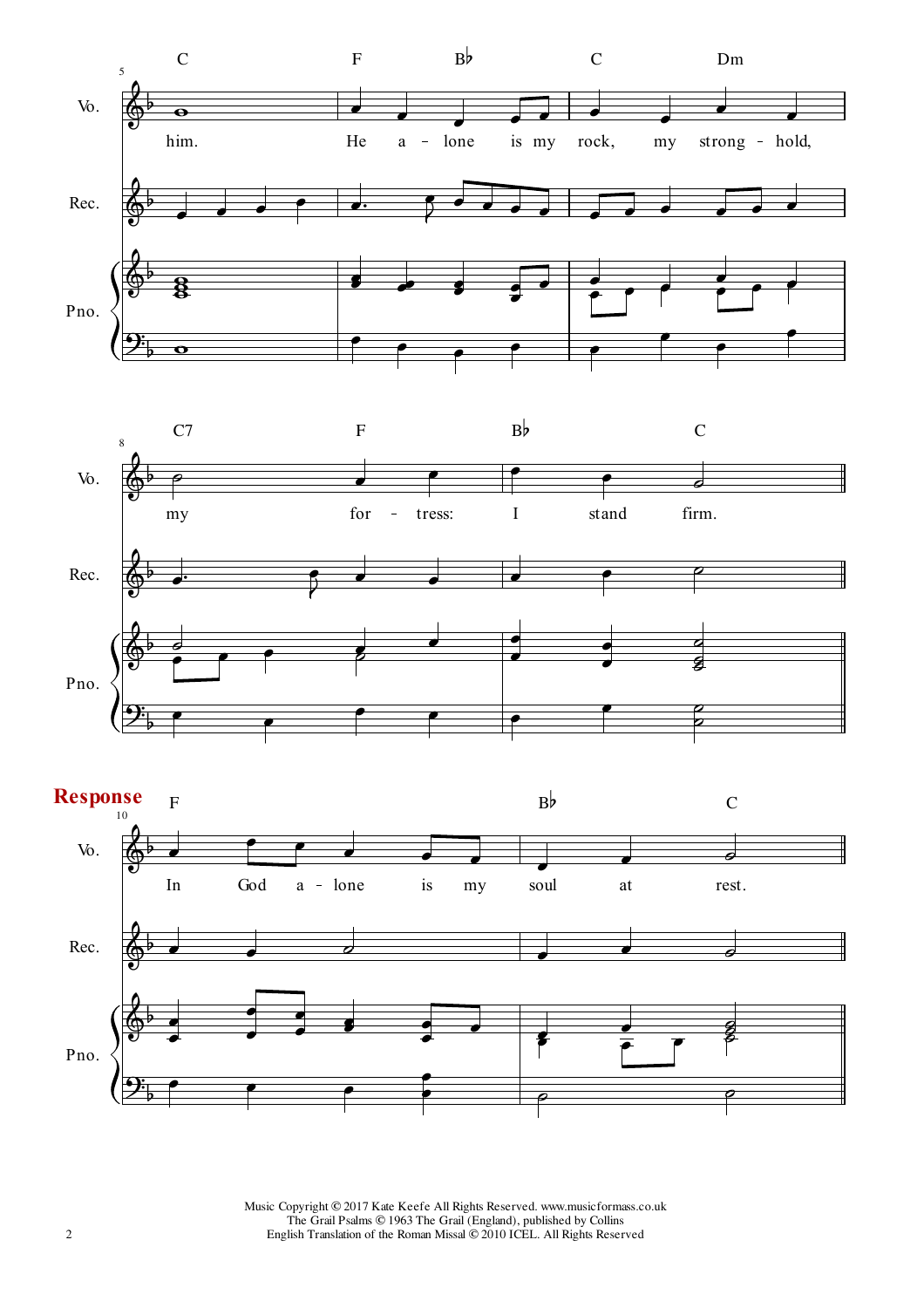**Response**

Music Copyright © 2017 Kate Keefe All Rights Reserved. www.musicformass.co.uk
The Grail Psalms © 1963 The Grail (England), published by Collins
English Translation of the Roman Missal © 2010 ICEL. All Rights Reserved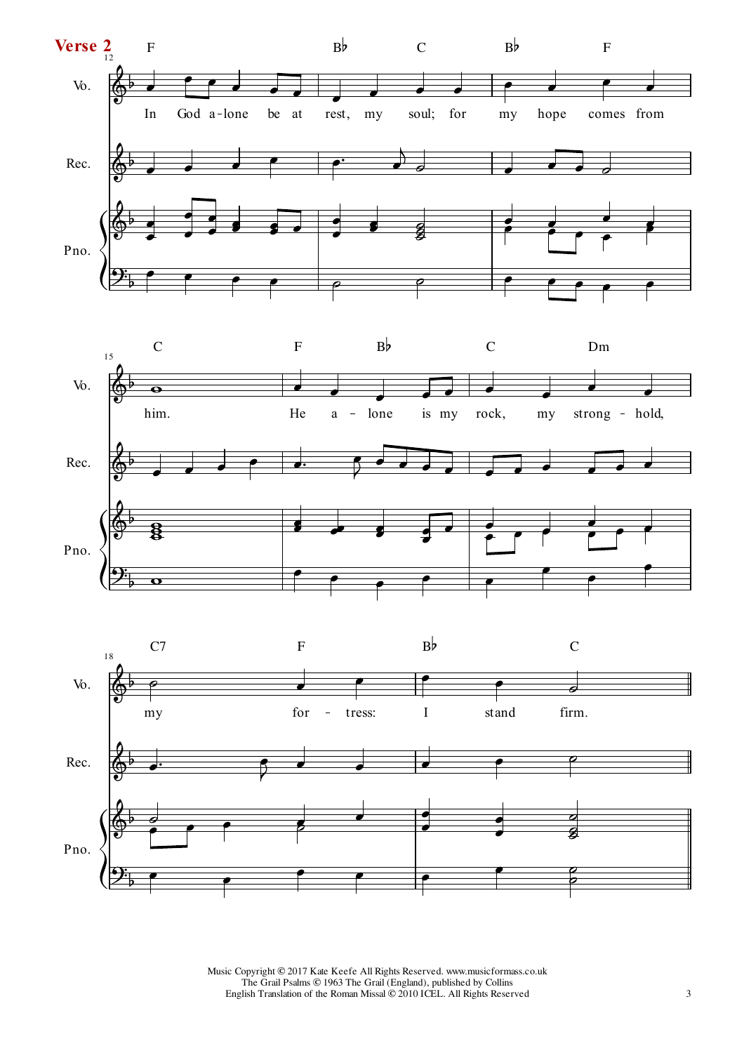**Verse 2**

In God alone be at rest, my soul; for my hope comes from him. He alone is my rock, my stronghold, my fortress: I stand firm.

Music Copyright © 2017 Kate Keefe All Rights Reserved. www.musicformass.co.uk
The Grail Psalms © 1963 The Grail (England), published by Collins
English Translation of the Roman Missal © 2010 ICEL. All Rights Reserved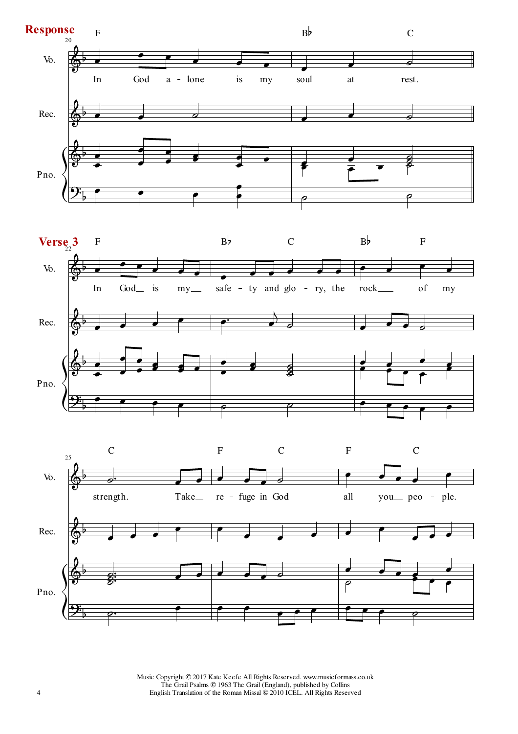**Response**

F — B♭ — C

Vo.: In God a - lone is my soul at rest.

Rec.

Pno.

**Verse 3**

F — B♭ — C — B♭ — F

Vo.: In God_ is my_ safe - ty and glo - ry, the rock___ of my

Rec.

Pno.

C — F — C — F — C

Vo.: strength. Take_ re - fuge in God all you_ peo - ple.

Rec.

Pno.

Music Copyright © 2017 Kate Keefe All Rights Reserved. www.musicformass.co.uk
The Grail Psalms © 1963 The Grail (England), published by Collins
English Translation of the Roman Missal © 2010 ICEL. All Rights Reserved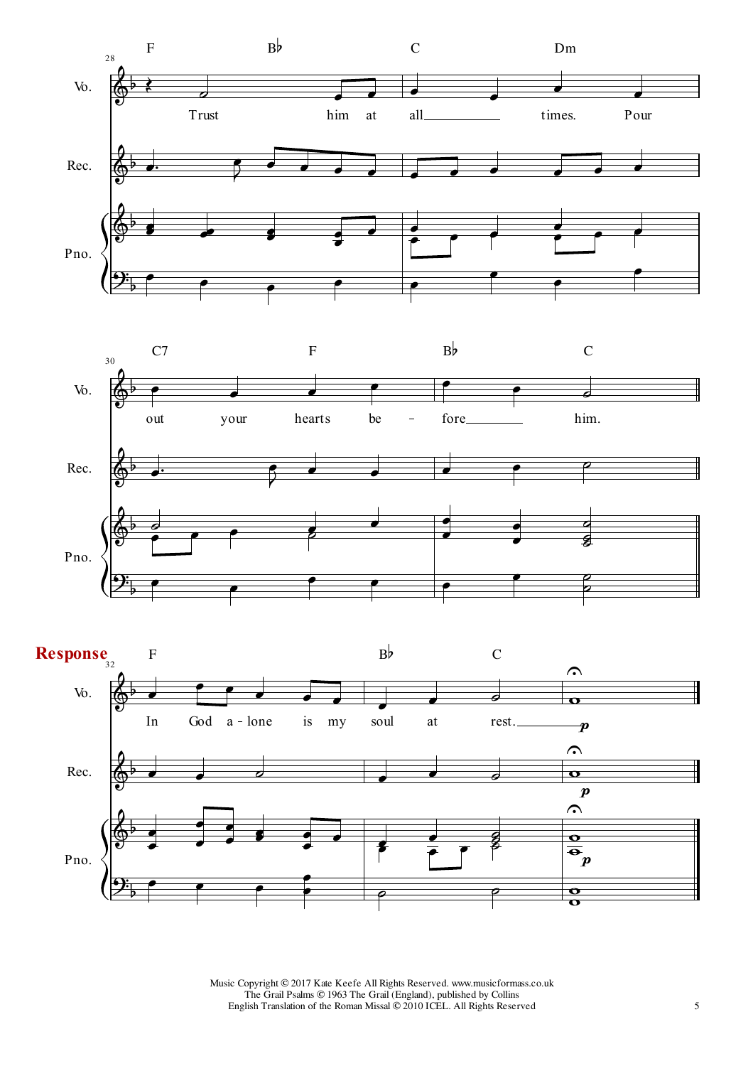**Response**

Music Copyright © 2017 Kate Keefe All Rights Reserved. www.musicformass.co.uk
The Grail Psalms © 1963 The Grail (England), published by Collins
English Translation of the Roman Missal © 2010 ICEL. All Rights Reserved